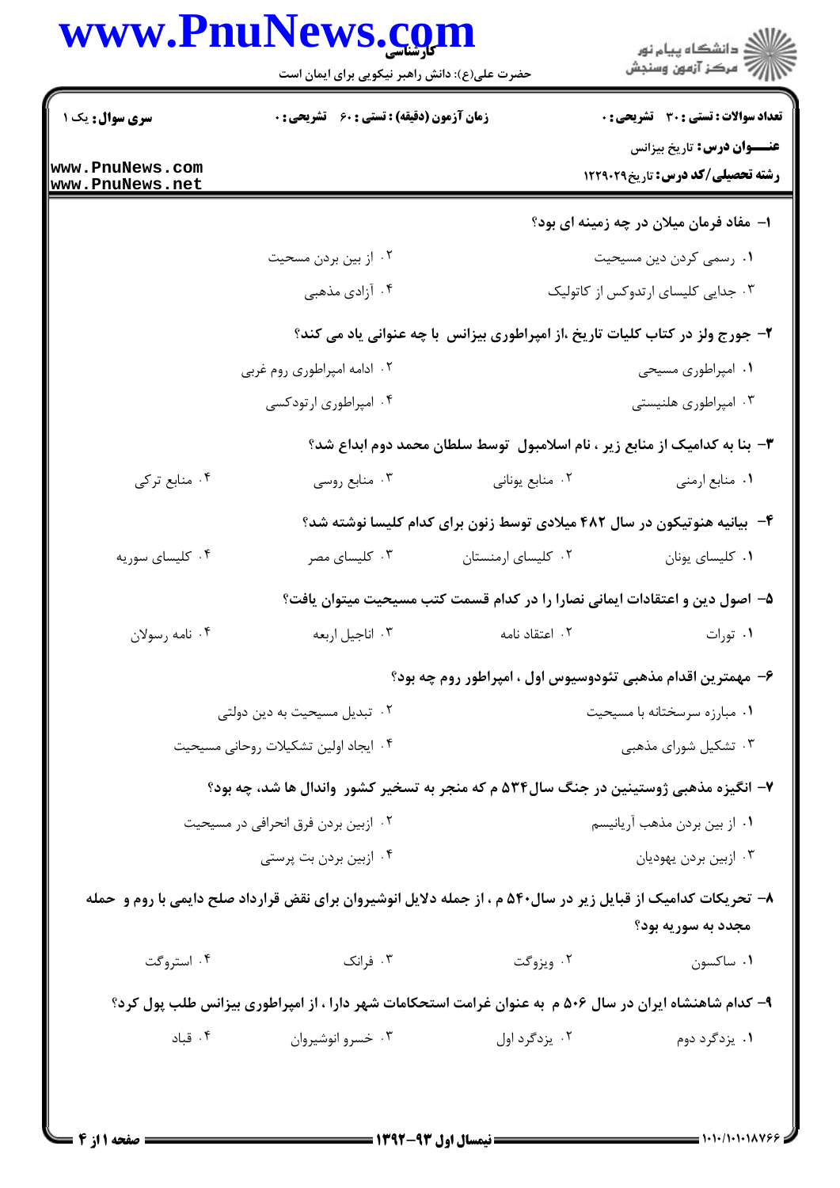**سری سوال:** یک ۱

**زمان آزمون (دقیقه) : تستی : ۶۰ تشریحی : ۰**

**تعداد سوالات : تستی : ۳۰ تشریحی : ۰**

**عنـــوان درس:** تاریخ بیزانس

**رشته تحصیلی/کد درس:** تاریخ۱۲۲۹۰۲۹

۱- مفاد فرمان میلان در چه زمینه ای بود؟

۱. رسمی کردن دین مسیحیت
۲. از بین بردن مسحیت
۳. جدایی کلیسای ارتدوکس از کاتولیک
۴. آزادی مذهبی

۲- جورج ولز در کتاب کلیات تاریخ ،از امپراطوری بیزانس با چه عنوانی یاد می کند؟

۱. امپراطوری مسیحی
۲. ادامه امپراطوری روم غربی
۳. امپراطوری هلنیستی
۴. امپراطوری ارتودکسی

۳- بنا به کدامیک از منابع زیر ، نام اسلامبول توسط سلطان محمد دوم ابداع شد؟

۱. منابع ارمنی
۲. منابع یونانی
۳. منابع روسی
۴. منابع ترکی

۴- بیانیه هنوتیکون در سال ۴۸۲ میلادی توسط زنون برای کدام کلیسا نوشته شد؟

۱. کلیسای یونان
۲. کلیسای ارمنستان
۳. کلیسای مصر
۴. کلیسای سوریه

۵- اصول دین و اعتقادات ایمانی نصارا را در کدام قسمت کتب مسیحیت میتوان یافت؟

۱. تورات
۲. اعتقاد نامه
۳. اناجیل اربعه
۴. نامه رسولان

۶- مهمترین اقدام مذهبی تئودوسیوس اول ، امپراطور روم چه بود؟

۱. مبارزه سرسختانه با مسیحیت
۲. تبدیل مسیحیت به دین دولتی
۳. تشکیل شورای مذهبی
۴. ایجاد اولین تشکیلات روحانی مسیحیت

۷- انگیزه مذهبی ژوستینین در جنگ سال۵۳۴ م که منجر به تسخیر کشور واندال ها شد، چه بود؟

۱. از بین بردن مذهب آریانیسم
۲. ازبین بردن فرق انحرافی در مسیحیت
۳. ازبین بردن یهودیان
۴. ازبین بردن بت پرستی

۸- تحریکات کدامیک از قبایل زیر در سال۵۴۰ م ، از جمله دلایل انوشیروان برای نقض قرارداد صلح دایمی با روم و حمله مجدد به سوریه بود؟

۱. ساکسون
۲. ویزوگت
۳. فرانک
۴. استروگت

۹- کدام شاهنشاه ایران در سال ۵۰۶ م به عنوان غرامت استحکامات شهر دارا ، از امپراطوری بیزانس طلب پول کرد؟

۱. یزدگرد دوم
۲. یزدگرد اول
۳. خسرو انوشیروان
۴. قباد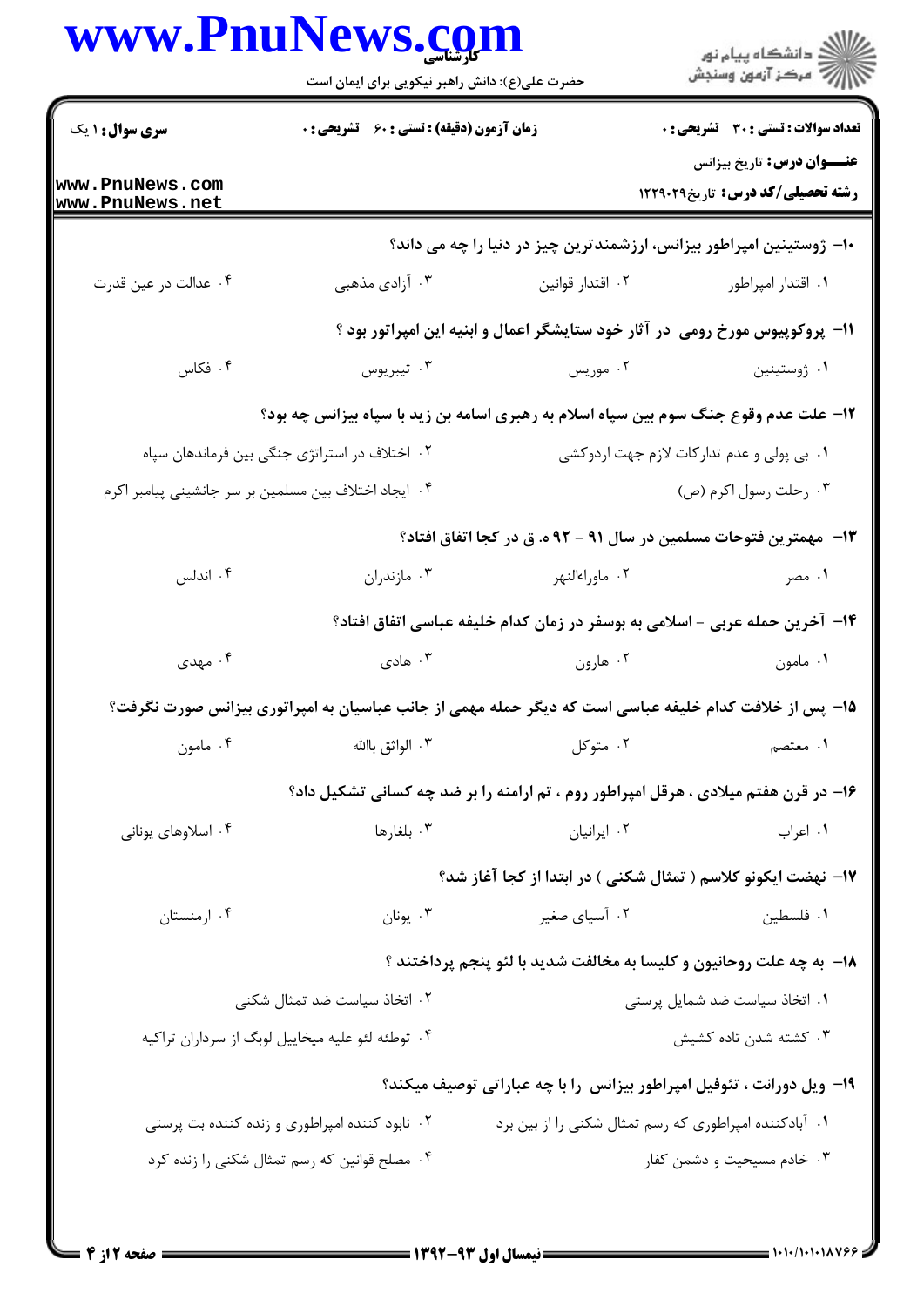| سری سوال: ۱ یک | زمان آزمون (دقیقه) : تستی : ۶۰ تشریحی : ۰ | تعداد سوالات : تستی : ۳۰ تشریحی : ۰ |
|---|---|---|
| www.PnuNews.com www.PnuNews.net | | عنـــوان درس: تاریخ بیزانس |
| | | رشته تحصیلی/کد درس: تاریخ۱۲۲۹۰۲۹ |

۱۰- ژوستینین امپراطور بیزانس، ارزشمندترین چیز در دنیا را چه می داند؟

۱. اقتدار امپراطور
۲. اقتدار قوانین
۳. آزادی مذهبی
۴. عدالت در عین قدرت

۱۱- پروکوپیوس مورخ رومی در آثار خود ستایشگر اعمال و ابنیه این امپراتور بود ؟

۱. ژوستینین
۲. موریس
۳. تیبریوس
۴. فکاس

۱۲- علت عدم وقوع جنگ سوم بین سپاه اسلام به رهبری اسامه بن زید با سپاه بیزانس چه بود؟

۱. بی پولی و عدم تدارکات لازم جهت اردوکشی
۲. اختلاف در استراتژی جنگی بین فرماندهان سپاه
۳. رحلت رسول اکرم (ص)
۴. ایجاد اختلاف بین مسلمین بر سر جانشینی پیامبر اکرم

۱۳- مهمترین فتوحات مسلمین در سال ۹۱ - ۹۲ه. ق در کجا اتفاق افتاد؟

۱. مصر
۲. ماوراءالنهر
۳. مازندران
۴. اندلس

۱۴- آخرین حمله عربی - اسلامی به بوسفر در زمان کدام خلیفه عباسی اتفاق افتاد؟

۱. مامون
۲. هارون
۳. هادی
۴. مهدی

۱۵- پس از خلافت کدام خلیفه عباسی است که دیگر حمله مهمی از جانب عباسیان به امپراتوری بیزانس صورت نگرفت؟

۱. معتصم
۲. متوکل
۳. الواثق باالله
۴. مامون

۱۶- در قرن هفتم میلادی ، هرقل امپراطور روم ، تم ارامنه را بر ضد چه کسانی تشکیل داد؟

۱. اعراب
۲. ایرانیان
۳. بلغارها
۴. اسلاوهای یونانی

۱۷- نهضت ایکونو کلاسم ( تمثال شکنی ) در ابتدا از کجا آغاز شد؟

۱. فلسطین
۲. آسیای صغیر
۳. یونان
۴. ارمنستان

۱۸- به چه علت روحانیون و کلیسا به مخالفت شدید با لئو پنجم پرداختند ؟

۱. اتخاذ سیاست ضد شمایل پرستی
۲. اتخاذ سیاست ضد تمثال شکنی
۳. کشته شدن تاده کشیش
۴. توطئه لئو علیه میخاییل لوبگ از سرداران تراکیه

۱۹- ویل دورانت ، تئوفیل امپراطور بیزانس را با چه عباراتی توصیف میکند؟

۱. آبادکننده امپراطوری که رسم تمثال شکنی را از بین برد
۲. نابود کننده امپراطوری و زنده کننده بت پرستی
۳. خادم مسیحیت و دشمن کفار
۴. مصلح قوانین که رسم تمثال شکنی را زنده کرد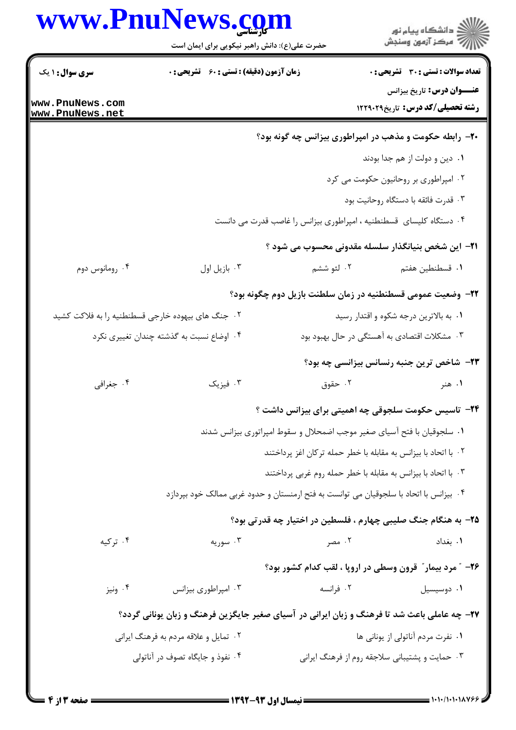**۲۰- رابطه حکومت و مذهب در امپراطوری بیزانس چه گونه بود؟**

۱. دین و دولت از هم جدا بودند

۲. امپراطوری بر روحانیون حکومت می کرد

۳. قدرت فائقه با دستگاه روحانیت بود

۴. دستگاه کلیسای قسطنطنیه ، امپراطوری بیزانس را غاصب قدرت می دانست

**۲۱- این شخص بنیانگذار سلسله مقدونی محسوب می شود ؟**

۱. قسطنطین هفتم
۲. لئو ششم
۳. بازیل اول
۴. رومانوس دوم

**۲۲- وضعیت عمومی قسطنطنیه در زمان سلطنت بازیل دوم چگونه بود؟**

۱. به بالاترین درجه شکوه و اقتدار رسید

۲. جنگ های بیهوده خارجی قسطنطنیه را به فلاکت کشید

۳. مشکلات اقتصادی به آهستگی در حال بهبود بود

۴. اوضاع نسبت به گذشته چندان تغییری نکرد

**۲۳- شاخص ترین جنبه رنسانس بیزانسی چه بود؟**

۱. هنر
۲. حقوق
۳. فیزیک
۴. جغرافی

**۲۴- تاسیس حکومت سلجوقی چه اهمیتی برای بیزانس داشت ؟**

۱. سلجوقیان با فتح آسیای صغیر موجب اضمحلال و سقوط امپراتوری بیزانس شدند

۲. با اتحاد با بیزانس به مقابله با خطر حمله ترکان اغز پرداختند

۳. با اتحاد با بیزانس به مقابله با خطر حمله روم غربی پرداختند

۴. بیزانس با اتحاد با سلجوقیان می توانست به فتح ارمنستان و حدود غربی ممالک خود بپردازد

**۲۵- به هنگام جنگ صلیبی چهارم ، فلسطین در اختیار چه قدرتی بود؟**

۱. بغداد
۲. مصر
۳. سوریه
۴. ترکیه

**۲۶- "مرد بیمار" قرون وسطی در اروپا ، لقب کدام کشور بود؟**

۱. دوسیسیل
۲. فرانسه
۳. امپراطوری بیزانس
۴. ونیز

**۲۷- چه عاملی باعث شد تا فرهنگ و زبان ایرانی در آسیای صغیر جایگزین فرهنگ و زبان یونانی گردد؟**

۱. نفرت مردم آناتولی از یونانی ها

۲. تمایل و علاقه مردم به فرهنگ ایرانی

۳. حمایت و پشتیبانی سلاجقه روم از فرهنگ ایرانی

۴. نفوذ و جایگاه تصوف در آناتولی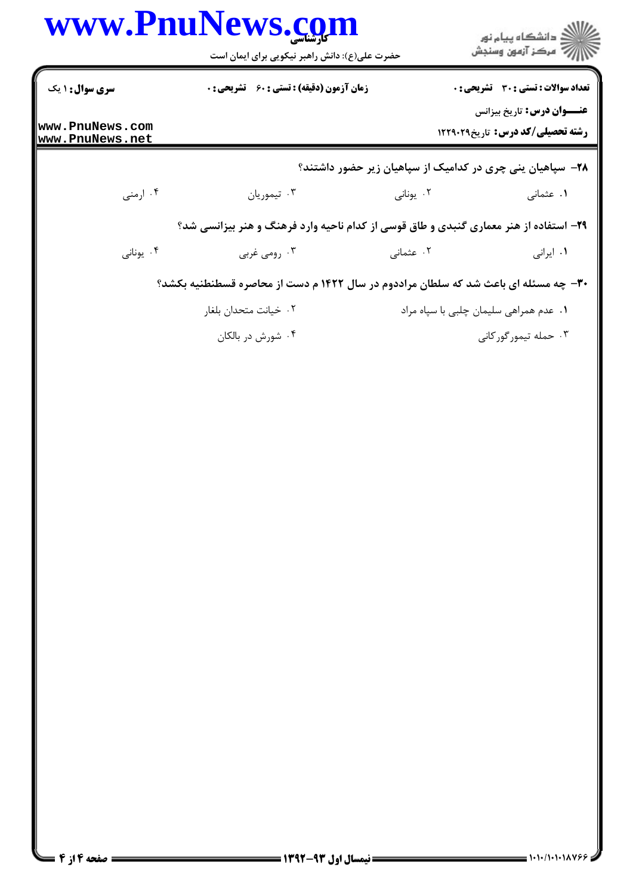۲۸- سپاهیان ینی چری در کدامیک از سپاهیان زیر حضور داشتند؟

۱. عثمانی
۲. یونانی
۳. تیموریان
۴. ارمنی

۲۹- استفاده از هنر معماری گنبدی و طاق قوسی از کدام ناحیه وارد فرهنگ و هنر بیزانسی شد؟

۱. ایرانی
۲. عثمانی
۳. رومی غربی
۴. یونانی

۳۰- چه مسئله ای باعث شد که سلطان مراددوم در سال ۱۴۲۲ م دست از محاصره قسطنطنیه بکشد؟

۱. عدم همراهی سلیمان چلبی با سپاه مراد
۲. خیانت متحدان بلغار
۳. حمله تیمورگورکانی
۴. شورش در بالکان